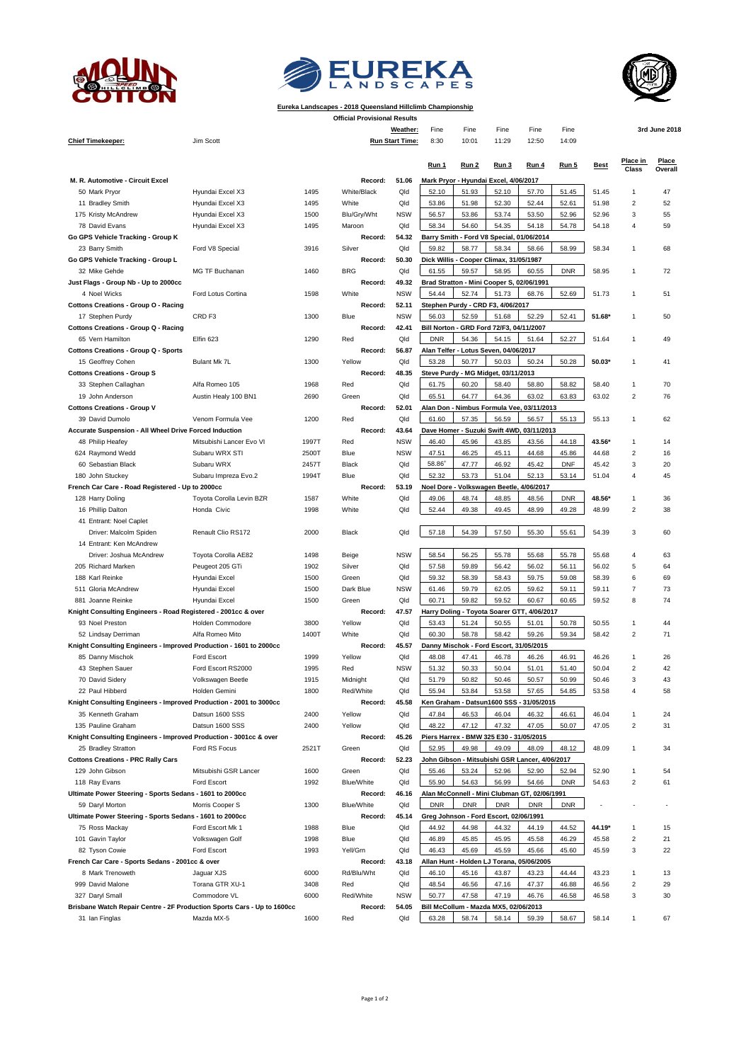**Eureka Landscapes - 2018 Queensland Hillclimb Championship**

**Official Provisional Results**

| | | | **Weather:** | | Fine | Fine | Fine | Fine | Fine | | | **3rd June 2018** |
|---|---|---|---|---|---|---|---|---|---|---|---|---|
| **Chief Timekeeper:** | Jim Scott | | **Run Start Time:** | | 8:30 | 10:01 | 11:29 | 12:50 | 14:09 | | | |
| | | | | | **Run 1** | **Run 2** | **Run 3** | **Run 4** | **Run 5** | **Best** | **Place in Class** | **Place Overall** |
| **M. R. Automotive - Circuit Excel** | | | **Record:** | **51.06** | **Mark Pryor - Hyundai Excel, 4/06/2017** | | | | | | | |
| 50 Mark Pryor | Hyundai Excel X3 | 1495 | White/Black | Qld | 52.10 | 51.93 | 52.10 | 57.70 | 51.45 | 51.45 | 1 | 47 |
| 11 Bradley Smith | Hyundai Excel X3 | 1495 | White | Qld | 53.86 | 51.98 | 52.30 | 52.44 | 52.61 | 51.98 | 2 | 52 |
| 175 Kristy McAndrew | Hyundai Excel X3 | 1500 | Blu/Gry/Wht | NSW | 56.57 | 53.86 | 53.74 | 53.50 | 52.96 | 52.96 | 3 | 55 |
| 78 David Evans | Hyundai Excel X3 | 1495 | Maroon | Qld | 58.34 | 54.60 | 54.35 | 54.18 | 54.78 | 54.18 | 4 | 59 |
| **Go GPS Vehicle Tracking - Group K** | | | **Record:** | **54.32** | **Barry Smith - Ford V8 Special, 01/06/2014** | | | | | | | |
| 23 Barry Smith | Ford V8 Special | 3916 | Silver | Qld | 59.82 | 58.77 | 58.34 | 58.66 | 58.99 | 58.34 | 1 | 68 |
| **Go GPS Vehicle Tracking - Group L** | | | **Record:** | **50.30** | **Dick Willis - Cooper Climax, 31/05/1987** | | | | | | | |
| 32 Mike Gehde | MG TF Buchanan | 1460 | BRG | Qld | 61.55 | 59.57 | 58.95 | 60.55 | DNR | 58.95 | 1 | 72 |
| **Just Flags - Group Nb - Up to 2000cc** | | | **Record:** | **49.32** | **Brad Stratton - Mini Cooper S, 02/06/1991** | | | | | | | |
| 4 Noel Wicks | Ford Lotus Cortina | 1598 | White | NSW | 54.44 | 52.74 | 51.73 | 68.76 | 52.69 | 51.73 | 1 | 51 |
| **Cottons Creations - Group O - Racing** | | | **Record:** | **52.11** | **Stephen Purdy - CRD F3, 4/06/2017** | | | | | | | |
| 17 Stephen Purdy | CRD F3 | 1300 | Blue | NSW | 56.03 | 52.59 | 51.68 | 52.29 | 52.41 | 51.68* | 1 | 50 |
| **Cottons Creations - Group Q - Racing** | | | **Record:** | **42.41** | **Bill Norton - GRD Ford 72/F3, 04/11/2007** | | | | | | | |
| 65 Vern Hamilton | Elfin 623 | 1290 | Red | Qld | DNR | 54.36 | 54.15 | 51.64 | 52.27 | 51.64 | 1 | 49 |
| **Cottons Creations - Group Q - Sports** | | | **Record:** | **56.87** | **Alan Telfer - Lotus Seven, 04/06/2017** | | | | | | | |
| 15 Geoffrey Cohen | Bulant Mk 7L | 1300 | Yellow | Qld | 53.28 | 50.77 | 50.03 | 50.24 | 50.28 | 50.03* | 1 | 41 |
| **Cottons Creations - Group S** | | | **Record:** | **48.35** | **Steve Purdy - MG Midget, 03/11/2013** | | | | | | | |
| 33 Stephen Callaghan | Alfa Romeo 105 | 1968 | Red | Qld | 61.75 | 60.20 | 58.40 | 58.80 | 58.82 | 58.40 | 1 | 70 |
| 19 John Anderson | Austin Healy 100 BN1 | 2690 | Green | Qld | 65.51 | 64.77 | 64.36 | 63.02 | 63.83 | 63.02 | 2 | 76 |
| **Cottons Creations - Group V** | | | **Record:** | **52.01** | **Alan Don - Nimbus Formula Vee, 03/11/2013** | | | | | | | |
| 39 David Dumolo | Venom Formula Vee | 1200 | Red | Qld | 61.60 | 57.35 | 56.59 | 56.57 | 55.13 | 55.13 | 1 | 62 |
| **Accurate Suspension - All Wheel Drive Forced Induction** | | | **Record:** | **43.64** | **Dave Homer - Suzuki Swift 4WD, 03/11/2013** | | | | | | | |
| 48 Philip Heafey | Mitsubishi Lancer Evo VI | 1997T | Red | NSW | 46.40 | 45.96 | 43.85 | 43.56 | 44.18 | 43.56* | 1 | 14 |
| 624 Raymond Wedd | Subaru WRX STI | 2500T | Blue | NSW | 47.51 | 46.25 | 45.11 | 44.68 | 45.86 | 44.68 | 2 | 16 |
| 60 Sebastian Black | Subaru WRX | 2457T | Black | Qld | 58.86* | 47.77 | 46.92 | 45.42 | DNF | 45.42 | 3 | 20 |
| 180 John Stuckey | Subaru Impreza Evo.2 | 1994T | Blue | Qld | 52.32 | 53.73 | 51.04 | 52.13 | 53.14 | 51.04 | 4 | 45 |
| **French Car Care - Road Registered - Up to 2000cc** | | | **Record:** | **53.19** | **Noel Dore - Volkswagen Beetle, 4/06/2017** | | | | | | | |
| 128 Harry Doling | Toyota Corolla Levin BZR | 1587 | White | Qld | 49.06 | 48.74 | 48.85 | 48.56 | DNR | 48.56* | 1 | 36 |
| 16 Phillip Dalton | Honda Civic | 1998 | White | Qld | 52.44 | 49.38 | 49.45 | 48.99 | 49.28 | 48.99 | 2 | 38 |
| 41 Entrant: Noel Caplet | | | | | | | | | | | | |
| Driver: Malcolm Spiden | Renault Clio RS172 | 2000 | Black | Qld | 57.18 | 54.39 | 57.50 | 55.30 | 55.61 | 54.39 | 3 | 60 |
| 14 Entrant: Ken McAndrew | | | | | | | | | | | | |
| Driver: Joshua McAndrew | Toyota Corolla AE82 | 1498 | Beige | NSW | 58.54 | 56.25 | 55.78 | 55.68 | 55.78 | 55.68 | 4 | 63 |
| 205 Richard Marken | Peugeot 205 GTi | 1902 | Silver | Qld | 57.58 | 59.89 | 56.42 | 56.02 | 56.11 | 56.02 | 5 | 64 |
| 188 Karl Reinke | Hyundai Excel | 1500 | Green | Qld | 59.32 | 58.39 | 58.43 | 59.75 | 59.08 | 58.39 | 6 | 69 |
| 511 Gloria McAndrew | Hyundai Excel | 1500 | Dark Blue | NSW | 61.46 | 59.79 | 62.05 | 59.62 | 59.11 | 59.11 | 7 | 73 |
| 881 Joanne Reinke | Hyundai Excel | 1500 | Green | Qld | 60.71 | 59.82 | 59.52 | 60.67 | 60.65 | 59.52 | 8 | 74 |
| **Knight Consulting Engineers - Road Registered - 2001cc & over** | | | **Record:** | **47.57** | **Harry Doling - Toyota Soarer GTT, 4/06/2017** | | | | | | | |
| 93 Noel Preston | Holden Commodore | 3800 | Yellow | Qld | 53.43 | 51.24 | 50.55 | 51.01 | 50.78 | 50.55 | 1 | 44 |
| 52 Lindsay Derriman | Alfa Romeo Mito | 1400T | White | Qld | 60.30 | 58.78 | 58.42 | 59.26 | 59.34 | 58.42 | 2 | 71 |
| **Knight Consulting Engineers - Improved Production - 1601 to 2000cc** | | | **Record:** | **45.57** | **Danny Mischok - Ford Escort, 31/05/2015** | | | | | | | |
| 85 Danny Mischok | Ford Escort | 1999 | Yellow | Qld | 48.08 | 47.41 | 46.78 | 46.26 | 46.91 | 46.26 | 1 | 26 |
| 43 Stephen Sauer | Ford Escort RS2000 | 1995 | Red | NSW | 51.32 | 50.33 | 50.04 | 51.01 | 51.40 | 50.04 | 2 | 42 |
| 70 David Sidery | Volkswagen Beetle | 1915 | Midnight | Qld | 51.79 | 50.82 | 50.46 | 50.57 | 50.99 | 50.46 | 3 | 43 |
| 22 Paul Hibberd | Holden Gemini | 1800 | Red/White | Qld | 55.94 | 53.84 | 53.58 | 57.65 | 54.85 | 53.58 | 4 | 58 |
| **Knight Consulting Engineers - Improved Production - 2001 to 3000cc** | | | **Record:** | **45.58** | **Ken Graham - Datsun1600 SSS - 31/05/2015** | | | | | | | |
| 35 Kenneth Graham | Datsun 1600 SSS | 2400 | Yellow | Qld | 47.84 | 46.53 | 46.04 | 46.32 | 46.61 | 46.04 | 1 | 24 |
| 135 Pauline Graham | Datsun 1600 SSS | 2400 | Yellow | Qld | 48.22 | 47.12 | 47.32 | 47.05 | 50.07 | 47.05 | 2 | 31 |
| **Knight Consulting Engineers - Improved Production - 3001cc & over** | | | **Record:** | **45.26** | **Piers Harrex - BMW 325 E30 - 31/05/2015** | | | | | | | |
| 25 Bradley Stratton | Ford RS Focus | 2521T | Green | Qld | 52.95 | 49.98 | 49.09 | 48.09 | 48.12 | 48.09 | 1 | 34 |
| **Cottons Creations - PRC Rally Cars** | | | **Record:** | **52.23** | **John Gibson - Mitsubishi GSR Lancer, 4/06/2017** | | | | | | | |
| 129 John Gibson | Mitsubishi GSR Lancer | 1600 | Green | Qld | 55.46 | 53.24 | 52.96 | 52.90 | 52.94 | 52.90 | 1 | 54 |
| 118 Ray Evans | Ford Escort | 1992 | Blue/White | Qld | 55.90 | 54.63 | 56.99 | 54.66 | DNR | 54.63 | 2 | 61 |
| **Ultimate Power Steering - Sports Sedans - 1601 to 2000cc** | | | **Record:** | **46.16** | **Alan McConnell - Mini Clubman GT, 02/06/1991** | | | | | | | |
| 59 Daryl Morton | Morris Cooper S | 1300 | Blue/White | Qld | DNR | DNR | DNR | DNR | DNR | - | - | - |
| **Ultimate Power Steering - Sports Sedans - 1601 to 2000cc** | | | **Record:** | **45.14** | **Greg Johnson - Ford Escort, 02/06/1991** | | | | | | | |
| 75 Ross Mackay | Ford Escort Mk 1 | 1988 | Blue | Qld | 44.92 | 44.98 | 44.32 | 44.19 | 44.52 | 44.19* | 1 | 15 |
| 101 Gavin Taylor | Volkswagen Golf | 1998 | Blue | Qld | 46.89 | 45.85 | 45.95 | 45.58 | 46.29 | 45.58 | 2 | 21 |
| 82 Tyson Cowie | Ford Escort | 1993 | Yell/Grn | Qld | 46.43 | 45.69 | 45.59 | 45.66 | 45.60 | 45.59 | 3 | 22 |
| **French Car Care - Sports Sedans - 2001cc & over** | | | **Record:** | **43.18** | **Allan Hunt - Holden LJ Torana, 05/06/2005** | | | | | | | |
| 8 Mark Trenoweth | Jaguar XJS | 6000 | Rd/Blu/Wht | Qld | 46.10 | 45.16 | 43.87 | 43.23 | 44.44 | 43.23 | 1 | 13 |
| 999 David Malone | Torana GTR XU-1 | 3408 | Red | Qld | 48.54 | 46.56 | 47.16 | 47.37 | 46.88 | 46.56 | 2 | 29 |
| 327 Daryl Small | Commodore VL | 6000 | Red/White | NSW | 50.77 | 47.58 | 47.19 | 46.76 | 46.58 | 46.58 | 3 | 30 |
| **Brisbane Watch Repair Centre - 2F Production Sports Cars - Up to 1600cc** | | | **Record:** | **54.05** | **Bill McCollum - Mazda MX5, 02/06/2013** | | | | | | | |
| 31 Ian Finglas | Mazda MX-5 | 1600 | Red | Qld | 63.28 | 58.74 | 58.14 | 59.39 | 58.67 | 58.14 | 1 | 67 |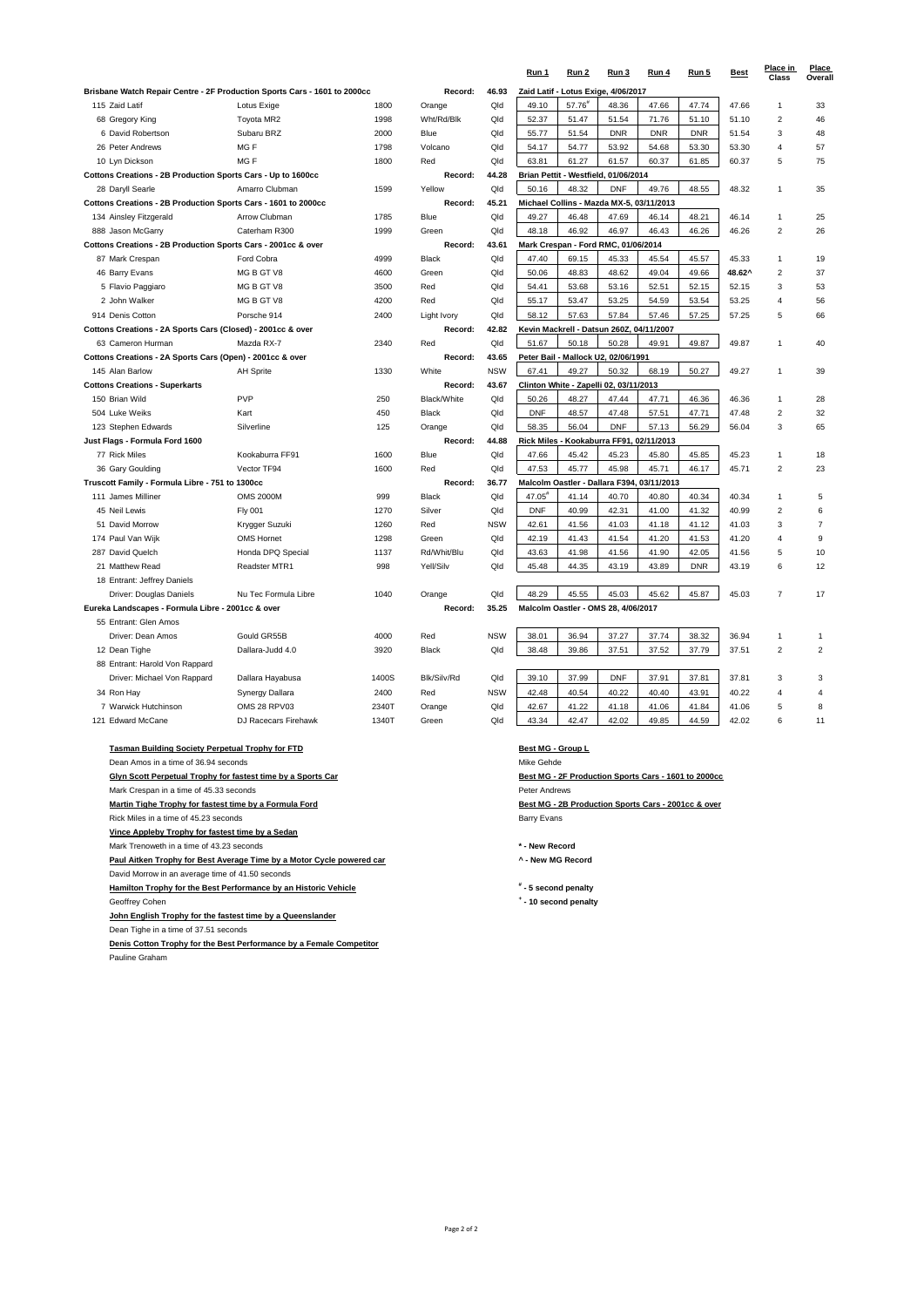| | | | | | | Run 1 | Run 2 | Run 3 | Run 4 | Run 5 | Best | Place in Class | Place Overall |
|---|---|---|---|---|---|---|---|---|---|---|---|---|---|
| **Brisbane Watch Repair Centre - 2F Production Sports Cars - 1601 to 2000cc** | | | | **Record:** | **46.93** | **Zaid Latif - Lotus Exige, 4/06/2017** | | | | | | | |
| 115 Zaid Latif | Lotus Exige | 1800 | Orange | | Qld | 49.10 | 57.76# | 48.36 | 47.66 | 47.74 | 47.66 | 1 | 33 |
| 68 Gregory King | Toyota MR2 | 1998 | Wht/Rd/Blk | | Qld | 52.37 | 51.47 | 51.54 | 71.76 | 51.10 | 51.10 | 2 | 46 |
| 6 David Robertson | Subaru BRZ | 2000 | Blue | | Qld | 55.77 | 51.54 | DNR | DNR | DNR | 51.54 | 3 | 48 |
| 26 Peter Andrews | MG F | 1798 | Volcano | | Qld | 54.17 | 54.77 | 53.92 | 54.68 | 53.30 | 53.30 | 4 | 57 |
| 10 Lyn Dickson | MG F | 1800 | Red | | Qld | 63.81 | 61.27 | 61.57 | 60.37 | 61.85 | 60.37 | 5 | 75 |
| **Cottons Creations - 2B Production Sports Cars - Up to 1600cc** | | | | **Record:** | **44.28** | **Brian Pettit - Westfield, 01/06/2014** | | | | | | | |
| 28 Daryll Searle | Amarro Clubman | 1599 | Yellow | | Qld | 50.16 | 48.32 | DNF | 49.76 | 48.55 | 48.32 | 1 | 35 |
| **Cottons Creations - 2B Production Sports Cars - 1601 to 2000cc** | | | | **Record:** | **45.21** | **Michael Collins - Mazda MX-5, 03/11/2013** | | | | | | | |
| 134 Ainsley Fitzgerald | Arrow Clubman | 1785 | Blue | | Qld | 49.27 | 46.48 | 47.69 | 46.14 | 48.21 | 46.14 | 1 | 25 |
| 888 Jason McGarry | Caterham R300 | 1999 | Green | | Qld | 48.18 | 46.92 | 46.97 | 46.43 | 46.26 | 46.26 | 2 | 26 |
| **Cottons Creations - 2B Production Sports Cars - 2001cc & over** | | | | **Record:** | **43.61** | **Mark Crespan - Ford RMC, 01/06/2014** | | | | | | | |
| 87 Mark Crespan | Ford Cobra | 4999 | Black | | Qld | 47.40 | 69.15 | 45.33 | 45.54 | 45.57 | 45.33 | 1 | 19 |
| 46 Barry Evans | MG B GT V8 | 4600 | Green | | Qld | 50.06 | 48.83 | 48.62 | 49.04 | 49.66 | **48.62^** | 2 | 37 |
| 5 Flavio Paggiaro | MG B GT V8 | 3500 | Red | | Qld | 54.41 | 53.68 | 53.16 | 52.51 | 52.15 | 52.15 | 3 | 53 |
| 2 John Walker | MG B GT V8 | 4200 | Red | | Qld | 55.17 | 53.47 | 53.25 | 54.59 | 53.54 | 53.25 | 4 | 56 |
| 914 Denis Cotton | Porsche 914 | 2400 | Light Ivory | | Qld | 58.12 | 57.63 | 57.84 | 57.46 | 57.25 | 57.25 | 5 | 66 |
| **Cottons Creations - 2A Sports Cars (Closed) - 2001cc & over** | | | | **Record:** | **42.82** | **Kevin Mackrell - Datsun 260Z, 04/11/2007** | | | | | | | |
| 63 Cameron Hurman | Mazda RX-7 | 2340 | Red | | Qld | 51.67 | 50.18 | 50.28 | 49.91 | 49.87 | 49.87 | 1 | 40 |
| **Cottons Creations - 2A Sports Cars (Open) - 2001cc & over** | | | | **Record:** | **43.65** | **Peter Bail - Mallock U2, 02/06/1991** | | | | | | | |
| 145 Alan Barlow | AH Sprite | 1330 | White | | NSW | 67.41 | 49.27 | 50.32 | 68.19 | 50.27 | 49.27 | 1 | 39 |
| **Cottons Creations - Superkarts** | | | | **Record:** | **43.67** | **Clinton White - Zapelli 02, 03/11/2013** | | | | | | | |
| 150 Brian Wild | PVP | 250 | Black/White | | Qld | 50.26 | 48.27 | 47.44 | 47.71 | 46.36 | 46.36 | 1 | 28 |
| 504 Luke Weiks | Kart | 450 | Black | | Qld | DNF | 48.57 | 47.48 | 57.51 | 47.71 | 47.48 | 2 | 32 |
| 123 Stephen Edwards | Silverline | 125 | Orange | | Qld | 58.35 | 56.04 | DNF | 57.13 | 56.29 | 56.04 | 3 | 65 |
| **Just Flags - Formula Ford 1600** | | | | **Record:** | **44.88** | **Rick Miles - Kookaburra FF91, 02/11/2013** | | | | | | | |
| 77 Rick Miles | Kookaburra FF91 | 1600 | Blue | | Qld | 47.66 | 45.42 | 45.23 | 45.80 | 45.85 | 45.23 | 1 | 18 |
| 36 Gary Goulding | Vector TF94 | 1600 | Red | | Qld | 47.53 | 45.77 | 45.98 | 45.71 | 46.17 | 45.71 | 2 | 23 |
| **Truscott Family - Formula Libre - 751 to 1300cc** | | | | **Record:** | **36.77** | **Malcolm Oastler - Dallara F394, 03/11/2013** | | | | | | | |
| 111 James Milliner | OMS 2000M | 999 | Black | | Qld | 47.05# | 41.14 | 40.70 | 40.80 | 40.34 | 40.34 | 1 | 5 |
| 45 Neil Lewis | Fly 001 | 1270 | Silver | | Qld | DNF | 40.99 | 42.31 | 41.00 | 41.32 | 40.99 | 2 | 6 |
| 51 David Morrow | Krygger Suzuki | 1260 | Red | | NSW | 42.61 | 41.56 | 41.03 | 41.18 | 41.12 | 41.03 | 3 | 7 |
| 174 Paul Van Wijk | OMS Hornet | 1298 | Green | | Qld | 42.19 | 41.43 | 41.54 | 41.20 | 41.53 | 41.20 | 4 | 9 |
| 287 David Quelch | Honda DPQ Special | 1137 | Rd/Whit/Blu | | Qld | 43.63 | 41.98 | 41.56 | 41.90 | 42.05 | 41.56 | 5 | 10 |
| 21 Matthew Read | Readster MTR1 | 998 | Yell/Silv | | Qld | 45.48 | 44.35 | 43.19 | 43.89 | DNR | 43.19 | 6 | 12 |
| 18 Entrant: Jeffrey Daniels | | | | | | | | | | | | | |
| Driver: Douglas Daniels | Nu Tec Formula Libre | 1040 | Orange | | Qld | 48.29 | 45.55 | 45.03 | 45.62 | 45.87 | 45.03 | 7 | 17 |
| **Eureka Landscapes - Formula Libre - 2001cc & over** | | | | **Record:** | **35.25** | **Malcolm Oastler - OMS 28, 4/06/2017** | | | | | | | |
| 55 Entrant: Glen Amos | | | | | | | | | | | | | |
| Driver: Dean Amos | Gould GR55B | 4000 | Red | | NSW | 38.01 | 36.94 | 37.27 | 37.74 | 38.32 | 36.94 | 1 | 1 |
| 12 Dean Tighe | Dallara-Judd 4.0 | 3920 | Black | | Qld | 38.48 | 39.86 | 37.51 | 37.52 | 37.79 | 37.51 | 2 | 2 |
| 88 Entrant: Harold Von Rappard | | | | | | | | | | | | | |
| Driver: Michael Von Rappard | Dallara Hayabusa | 1400S | Blk/Silv/Rd | | Qld | 39.10 | 37.99 | DNF | 37.91 | 37.81 | 37.81 | 3 | 3 |
| 34 Ron Hay | Synergy Dallara | 2400 | Red | | NSW | 42.48 | 40.54 | 40.22 | 40.40 | 43.91 | 40.22 | 4 | 4 |
| 7 Warwick Hutchinson | OMS 28 RPV03 | 2340T | Orange | | Qld | 42.67 | 41.22 | 41.18 | 41.06 | 41.84 | 41.06 | 5 | 8 |
| 121 Edward McCane | DJ Racecars Firehawk | 1340T | Green | | Qld | 43.34 | 42.47 | 42.02 | 49.85 | 44.59 | 42.02 | 6 | 11 |

**Tasman Building Society Perpetual Trophy for FTD**

Dean Amos in a time of 36.94 seconds

**Glyn Scott Perpetual Trophy for fastest time by a Sports Car**

Mark Crespan in a time of 45.33 seconds

**Martin Tighe Trophy for fastest time by a Formula Ford**

Rick Miles in a time of 45.23 seconds

**Vince Appleby Trophy for fastest time by a Sedan**

Mark Trenoweth in a time of 43.23 seconds

**Paul Aitken Trophy for Best Average Time by a Motor Cycle powered car**

David Morrow in an average time of 41.50 seconds

**Hamilton Trophy for the Best Performance by an Historic Vehicle**

Geoffrey Cohen

**John English Trophy for the fastest time by a Queenslander**

Dean Tighe in a time of 37.51 seconds

**Denis Cotton Trophy for the Best Performance by a Female Competitor**

Pauline Graham

**Best MG - Group L**

Mike Gehde

**Best MG - 2F Production Sports Cars - 1601 to 2000cc**

Peter Andrews

**Best MG - 2B Production Sports Cars - 2001cc & over**

Barry Evans

**\* - New Record**

**^ - New MG Record**

**# - 5 second penalty**

**† - 10 second penalty**